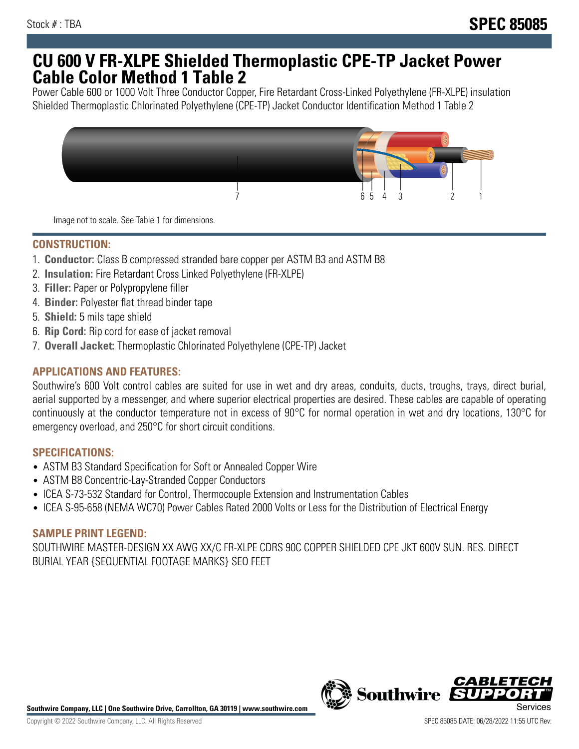Stock # : TBA

**SPEC 85085**

# CU 600 V FR-XLPE Shielded Thermoplastic CPE-TP Jacket Power Cable Color Method 1 Table 2

Power Cable 600 or 1000 Volt Three Conductor Copper, Fire Retardant Cross-Linked Polyethylene (FR-XLPE) insulation Shielded Thermoplastic Chlorinated Polyethylene (CPE-TP) Jacket Conductor Identification Method 1 Table 2

Image not to scale. See Table 1 for dimensions.

## CONSTRUCTION:

1. **Conductor:** Class B compressed stranded bare copper per ASTM B3 and ASTM B8
2. **Insulation:** Fire Retardant Cross Linked Polyethylene (FR-XLPE)
3. **Filler:** Paper or Polypropylene filler
4. **Binder:** Polyester flat thread binder tape
5. **Shield:** 5 mils tape shield
6. **Rip Cord:** Rip cord for ease of jacket removal
7. **Overall Jacket:** Thermoplastic Chlorinated Polyethylene (CPE-TP) Jacket

## APPLICATIONS AND FEATURES:

Southwire's 600 Volt control cables are suited for use in wet and dry areas, conduits, ducts, troughs, trays, direct burial, aerial supported by a messenger, and where superior electrical properties are desired. These cables are capable of operating continuously at the conductor temperature not in excess of 90°C for normal operation in wet and dry locations, 130°C for emergency overload, and 250°C for short circuit conditions.

## SPECIFICATIONS:

- ASTM B3 Standard Specification for Soft or Annealed Copper Wire
- ASTM B8 Concentric-Lay-Stranded Copper Conductors
- ICEA S-73-532 Standard for Control, Thermocouple Extension and Instrumentation Cables
- ICEA S-95-658 (NEMA WC70) Power Cables Rated 2000 Volts or Less for the Distribution of Electrical Energy

## SAMPLE PRINT LEGEND:

SOUTHWIRE MASTER-DESIGN XX AWG XX/C FR-XLPE CDRS 90C COPPER SHIELDED CPE JKT 600V SUN. RES. DIRECT BURIAL YEAR {SEQUENTIAL FOOTAGE MARKS} SEQ FEET

**Southwire Company, LLC | One Southwire Drive, Carrollton, GA 30119 | www.southwire.com**

Copyright © 2022 Southwire Company, LLC. All Rights Reserved

SPEC 85085 DATE: 06/28/2022 11:55 UTC Rev: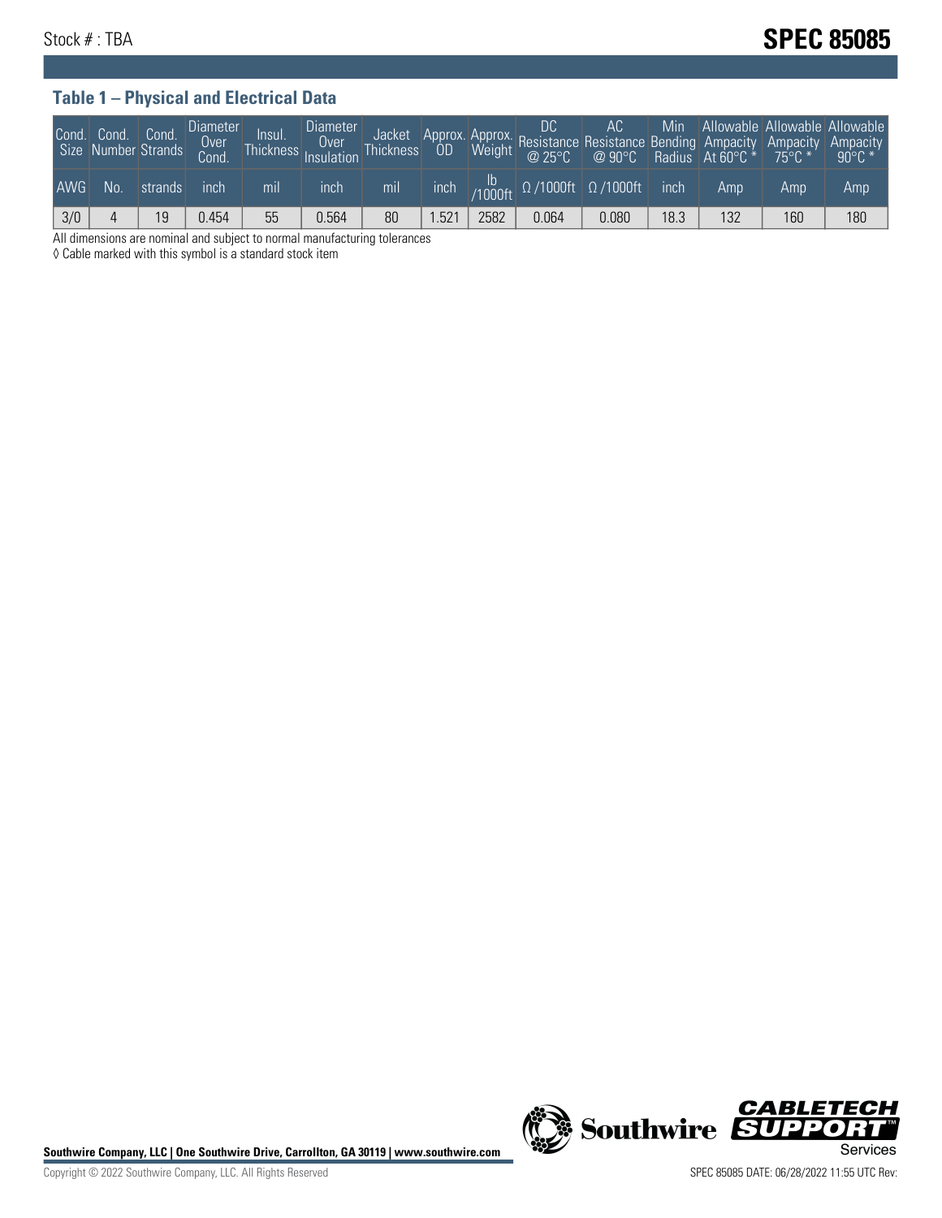## Table 1 – Physical and Electrical Data

| Cond. Size | Cond. Number | Cond. Strands | Diameter Over Cond. | Insul. Thickness | Diameter Over Insulation | Jacket Thickness | Approx. OD | Approx. Weight | DC Resistance @ 25°C | AC Resistance @ 90°C | Min Bending Radius | Allowable Ampacity At 60°C * | Allowable Ampacity 75°C * | Allowable Ampacity 90°C * |
|---|---|---|---|---|---|---|---|---|---|---|---|---|---|---|
| AWG | No. | strands | inch | mil | inch | mil | inch | lb /1000ft | Ω /1000ft | Ω /1000ft | inch | Amp | Amp | Amp |
| 3/0 | 4 | 19 | 0.454 | 55 | 0.564 | 80 | 1.521 | 2582 | 0.064 | 0.080 | 18.3 | 132 | 160 | 180 |

All dimensions are nominal and subject to normal manufacturing tolerances

◊ Cable marked with this symbol is a standard stock item